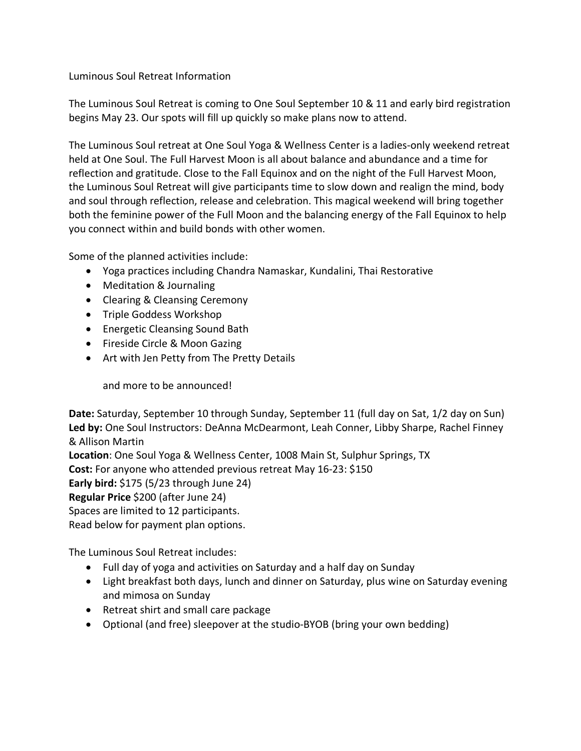Luminous Soul Retreat Information

The Luminous Soul Retreat is coming to One Soul September 10 & 11 and early bird registration begins May 23. Our spots will fill up quickly so make plans now to attend.

The Luminous Soul retreat at One Soul Yoga & Wellness Center is a ladies-only weekend retreat held at One Soul. The Full Harvest Moon is all about balance and abundance and a time for reflection and gratitude. Close to the Fall Equinox and on the night of the Full Harvest Moon, the Luminous Soul Retreat will give participants time to slow down and realign the mind, body and soul through reflection, release and celebration. This magical weekend will bring together both the feminine power of the Full Moon and the balancing energy of the Fall Equinox to help you connect within and build bonds with other women.

Some of the planned activities include:

- Yoga practices including Chandra Namaskar, Kundalini, Thai Restorative
- Meditation & Journaling
- Clearing & Cleansing Ceremony
- Triple Goddess Workshop
- Energetic Cleansing Sound Bath
- Fireside Circle & Moon Gazing
- Art with Jen Petty from The Pretty Details

  and more to be announced!

**Date:** Saturday, September 10 through Sunday, September 11 (full day on Sat, 1/2 day on Sun)
**Led by:** One Soul Instructors: DeAnna McDearmont, Leah Conner, Libby Sharpe, Rachel Finney & Allison Martin
**Location**: One Soul Yoga & Wellness Center, 1008 Main St, Sulphur Springs, TX
**Cost:** For anyone who attended previous retreat May 16-23: $150
**Early bird:** $175 (5/23 through June 24)
**Regular Price** $200 (after June 24)
Spaces are limited to 12 participants.
Read below for payment plan options.

The Luminous Soul Retreat includes:

- Full day of yoga and activities on Saturday and a half day on Sunday
- Light breakfast both days, lunch and dinner on Saturday, plus wine on Saturday evening and mimosa on Sunday
- Retreat shirt and small care package
- Optional (and free) sleepover at the studio-BYOB (bring your own bedding)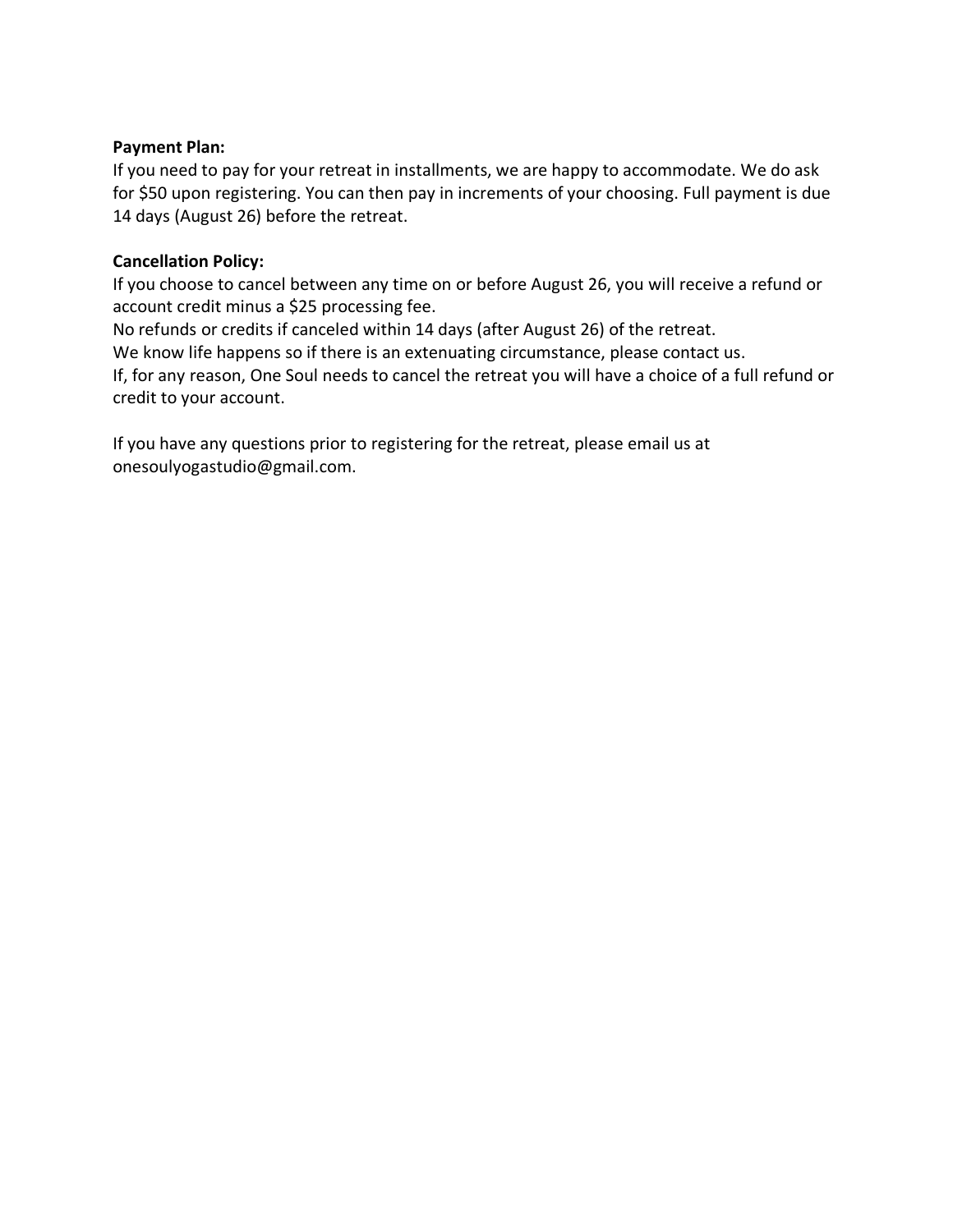**Payment Plan:**

If you need to pay for your retreat in installments, we are happy to accommodate. We do ask for $50 upon registering. You can then pay in increments of your choosing. Full payment is due 14 days (August 26) before the retreat.

**Cancellation Policy:**

If you choose to cancel between any time on or before August 26, you will receive a refund or account credit minus a $25 processing fee.

No refunds or credits if canceled within 14 days (after August 26) of the retreat.

We know life happens so if there is an extenuating circumstance, please contact us.

If, for any reason, One Soul needs to cancel the retreat you will have a choice of a full refund or credit to your account.

If you have any questions prior to registering for the retreat, please email us at onesoulyogastudio@gmail.com.